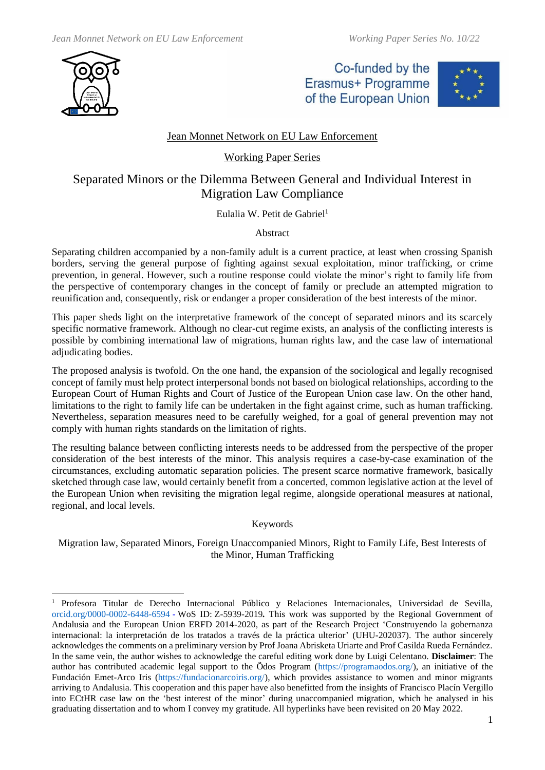Jean Monnet Network on EU Law Enforcement

Working Paper Series

# Separated Minors or the Dilemma Between General and Individual Interest in Migration Law Compliance

Eulalia W. Petit de Gabriel[1]

## Abstract

Separating children accompanied by a non-family adult is a current practice, at least when crossing Spanish borders, serving the general purpose of fighting against sexual exploitation, minor trafficking, or crime prevention, in general. However, such a routine response could violate the minor's right to family life from the perspective of contemporary changes in the concept of family or preclude an attempted migration to reunification and, consequently, risk or endanger a proper consideration of the best interests of the minor.

This paper sheds light on the interpretative framework of the concept of separated minors and its scarcely specific normative framework. Although no clear-cut regime exists, an analysis of the conflicting interests is possible by combining international law of migrations, human rights law, and the case law of international adjudicating bodies.

The proposed analysis is twofold. On the one hand, the expansion of the sociological and legally recognised concept of family must help protect interpersonal bonds not based on biological relationships, according to the European Court of Human Rights and Court of Justice of the European Union case law. On the other hand, limitations to the right to family life can be undertaken in the fight against crime, such as human trafficking. Nevertheless, separation measures need to be carefully weighed, for a goal of general prevention may not comply with human rights standards on the limitation of rights.

The resulting balance between conflicting interests needs to be addressed from the perspective of the proper consideration of the best interests of the minor. This analysis requires a case-by-case examination of the circumstances, excluding automatic separation policies. The present scarce normative framework, basically sketched through case law, would certainly benefit from a concerted, common legislative action at the level of the European Union when revisiting the migration legal regime, alongside operational measures at national, regional, and local levels.

## Keywords

Migration law, Separated Minors, Foreign Unaccompanied Minors, Right to Family Life, Best Interests of the Minor, Human Trafficking

---

[1] Profesora Titular de Derecho Internacional Público y Relaciones Internacionales, Universidad de Sevilla, orcid.org/0000-0002-6448-6594 - WoS ID: Z-5939-2019. This work was supported by the Regional Government of Andalusia and the European Union ERFD 2014-2020, as part of the Research Project 'Construyendo la gobernanza internacional: la interpretación de los tratados a través de la práctica ulterior' (UHU-202037). The author sincerely acknowledges the comments on a preliminary version by Prof Joana Abrisketa Uriarte and Prof Casilda Rueda Fernández. In the same vein, the author wishes to acknowledge the careful editing work done by Luigi Celentano. **Disclaimer**: The author has contributed academic legal support to the Òdos Program (https://programaodos.org/), an initiative of the Fundación Emet-Arco Iris (https://fundacionarcoiris.org/), which provides assistance to women and minor migrants arriving to Andalusia. This cooperation and this paper have also benefitted from the insights of Francisco Placín Vergillo into ECtHR case law on the 'best interest of the minor' during unaccompanied migration, which he analysed in his graduating dissertation and to whom I convey my gratitude. All hyperlinks have been revisited on 20 May 2022.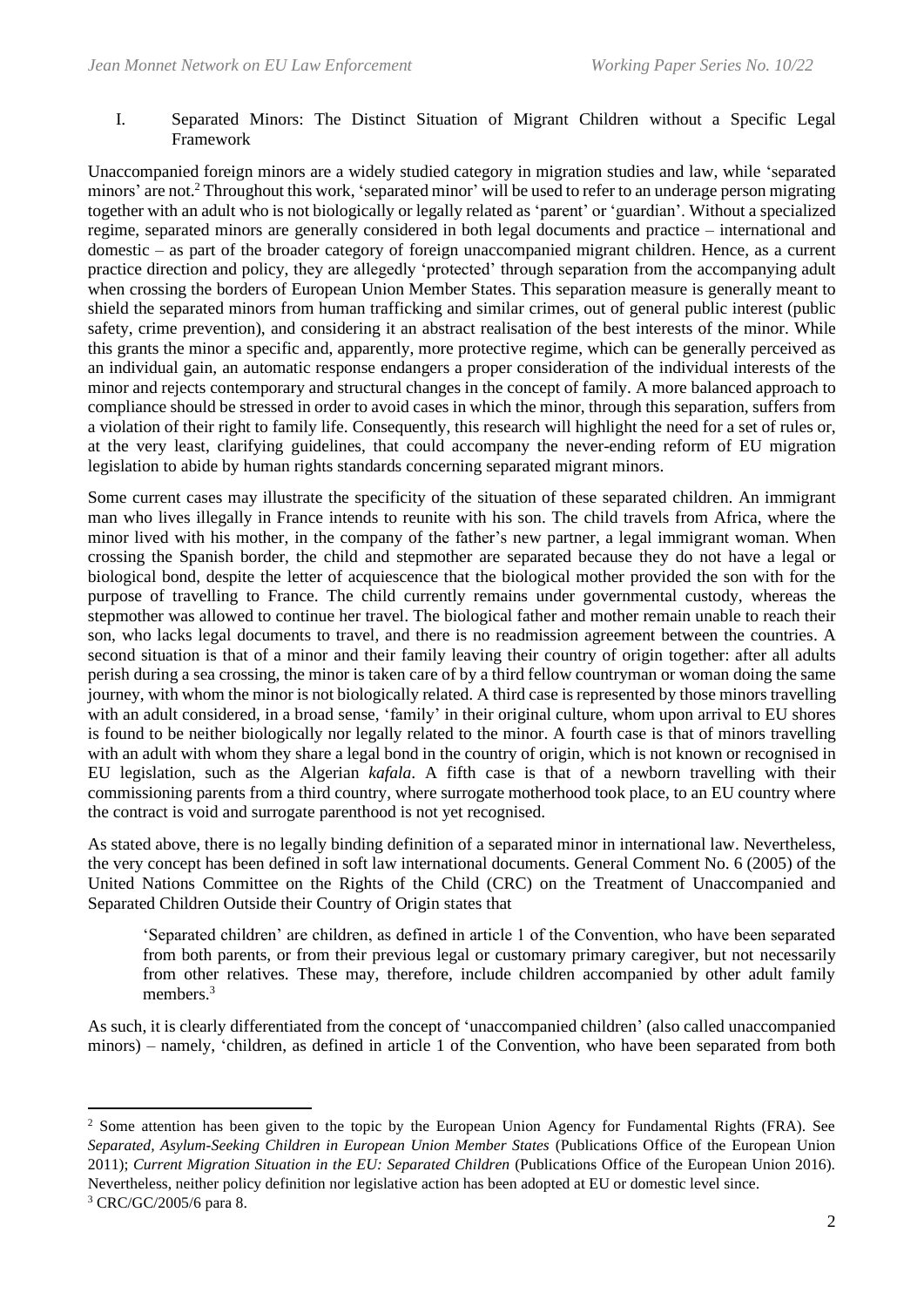## I. Separated Minors: The Distinct Situation of Migrant Children without a Specific Legal Framework

Unaccompanied foreign minors are a widely studied category in migration studies and law, while 'separated minors' are not.[2] Throughout this work, 'separated minor' will be used to refer to an underage person migrating together with an adult who is not biologically or legally related as 'parent' or 'guardian'. Without a specialized regime, separated minors are generally considered in both legal documents and practice – international and domestic – as part of the broader category of foreign unaccompanied migrant children. Hence, as a current practice direction and policy, they are allegedly 'protected' through separation from the accompanying adult when crossing the borders of European Union Member States. This separation measure is generally meant to shield the separated minors from human trafficking and similar crimes, out of general public interest (public safety, crime prevention), and considering it an abstract realisation of the best interests of the minor. While this grants the minor a specific and, apparently, more protective regime, which can be generally perceived as an individual gain, an automatic response endangers a proper consideration of the individual interests of the minor and rejects contemporary and structural changes in the concept of family. A more balanced approach to compliance should be stressed in order to avoid cases in which the minor, through this separation, suffers from a violation of their right to family life. Consequently, this research will highlight the need for a set of rules or, at the very least, clarifying guidelines, that could accompany the never-ending reform of EU migration legislation to abide by human rights standards concerning separated migrant minors.

Some current cases may illustrate the specificity of the situation of these separated children. An immigrant man who lives illegally in France intends to reunite with his son. The child travels from Africa, where the minor lived with his mother, in the company of the father's new partner, a legal immigrant woman. When crossing the Spanish border, the child and stepmother are separated because they do not have a legal or biological bond, despite the letter of acquiescence that the biological mother provided the son with for the purpose of travelling to France. The child currently remains under governmental custody, whereas the stepmother was allowed to continue her travel. The biological father and mother remain unable to reach their son, who lacks legal documents to travel, and there is no readmission agreement between the countries. A second situation is that of a minor and their family leaving their country of origin together: after all adults perish during a sea crossing, the minor is taken care of by a third fellow countryman or woman doing the same journey, with whom the minor is not biologically related. A third case is represented by those minors travelling with an adult considered, in a broad sense, 'family' in their original culture, whom upon arrival to EU shores is found to be neither biologically nor legally related to the minor. A fourth case is that of minors travelling with an adult with whom they share a legal bond in the country of origin, which is not known or recognised in EU legislation, such as the Algerian *kafala*. A fifth case is that of a newborn travelling with their commissioning parents from a third country, where surrogate motherhood took place, to an EU country where the contract is void and surrogate parenthood is not yet recognised.

As stated above, there is no legally binding definition of a separated minor in international law. Nevertheless, the very concept has been defined in soft law international documents. General Comment No. 6 (2005) of the United Nations Committee on the Rights of the Child (CRC) on the Treatment of Unaccompanied and Separated Children Outside their Country of Origin states that

> 'Separated children' are children, as defined in article 1 of the Convention, who have been separated from both parents, or from their previous legal or customary primary caregiver, but not necessarily from other relatives. These may, therefore, include children accompanied by other adult family members.[3]

As such, it is clearly differentiated from the concept of 'unaccompanied children' (also called unaccompanied minors) – namely, 'children, as defined in article 1 of the Convention, who have been separated from both

---

[2] Some attention has been given to the topic by the European Union Agency for Fundamental Rights (FRA). See *Separated, Asylum-Seeking Children in European Union Member States* (Publications Office of the European Union 2011); *Current Migration Situation in the EU: Separated Children* (Publications Office of the European Union 2016). Nevertheless, neither policy definition nor legislative action has been adopted at EU or domestic level since.

[3] CRC/GC/2005/6 para 8.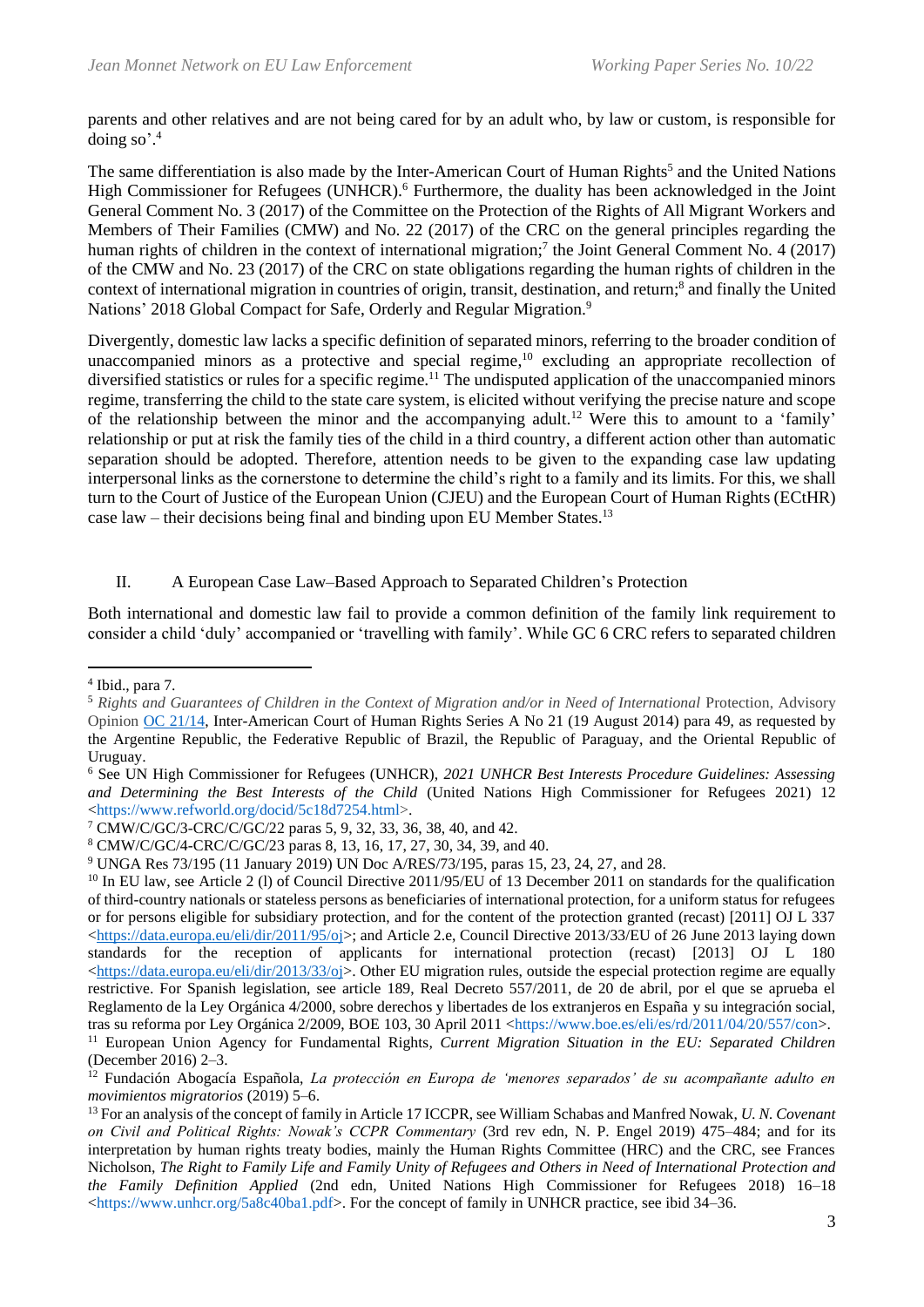parents and other relatives and are not being cared for by an adult who, by law or custom, is responsible for doing so'.[4]

The same differentiation is also made by the Inter-American Court of Human Rights[5] and the United Nations High Commissioner for Refugees (UNHCR).[6] Furthermore, the duality has been acknowledged in the Joint General Comment No. 3 (2017) of the Committee on the Protection of the Rights of All Migrant Workers and Members of Their Families (CMW) and No. 22 (2017) of the CRC on the general principles regarding the human rights of children in the context of international migration;[7] the Joint General Comment No. 4 (2017) of the CMW and No. 23 (2017) of the CRC on state obligations regarding the human rights of children in the context of international migration in countries of origin, transit, destination, and return;[8] and finally the United Nations' 2018 Global Compact for Safe, Orderly and Regular Migration.[9]

Divergently, domestic law lacks a specific definition of separated minors, referring to the broader condition of unaccompanied minors as a protective and special regime,[10] excluding an appropriate recollection of diversified statistics or rules for a specific regime.[11] The undisputed application of the unaccompanied minors regime, transferring the child to the state care system, is elicited without verifying the precise nature and scope of the relationship between the minor and the accompanying adult.[12] Were this to amount to a 'family' relationship or put at risk the family ties of the child in a third country, a different action other than automatic separation should be adopted. Therefore, attention needs to be given to the expanding case law updating interpersonal links as the cornerstone to determine the child's right to a family and its limits. For this, we shall turn to the Court of Justice of the European Union (CJEU) and the European Court of Human Rights (ECtHR) case law – their decisions being final and binding upon EU Member States.[13]

## II. A European Case Law–Based Approach to Separated Children's Protection

Both international and domestic law fail to provide a common definition of the family link requirement to consider a child 'duly' accompanied or 'travelling with family'. While GC 6 CRC refers to separated children

---

[4] Ibid., para 7.

[5] *Rights and Guarantees of Children in the Context of Migration and/or in Need of International* Protection, Advisory Opinion OC 21/14, Inter-American Court of Human Rights Series A No 21 (19 August 2014) para 49, as requested by the Argentine Republic, the Federative Republic of Brazil, the Republic of Paraguay, and the Oriental Republic of Uruguay.

[6] See UN High Commissioner for Refugees (UNHCR), *2021 UNHCR Best Interests Procedure Guidelines: Assessing and Determining the Best Interests of the Child* (United Nations High Commissioner for Refugees 2021) 12 <https://www.refworld.org/docid/5c18d7254.html>.

[7] CMW/C/GC/3-CRC/C/GC/22 paras 5, 9, 32, 33, 36, 38, 40, and 42.

[8] CMW/C/GC/4-CRC/C/GC/23 paras 8, 13, 16, 17, 27, 30, 34, 39, and 40.

[9] UNGA Res 73/195 (11 January 2019) UN Doc A/RES/73/195, paras 15, 23, 24, 27, and 28.

[10] In EU law, see Article 2 (l) of Council Directive 2011/95/EU of 13 December 2011 on standards for the qualification of third-country nationals or stateless persons as beneficiaries of international protection, for a uniform status for refugees or for persons eligible for subsidiary protection, and for the content of the protection granted (recast) [2011] OJ L 337 <https://data.europa.eu/eli/dir/2011/95/oj>; and Article 2.e, Council Directive 2013/33/EU of 26 June 2013 laying down standards for the reception of applicants for international protection (recast) [2013] OJ L 180 <https://data.europa.eu/eli/dir/2013/33/oj>. Other EU migration rules, outside the especial protection regime are equally restrictive. For Spanish legislation, see article 189, Real Decreto 557/2011, de 20 de abril, por el que se aprueba el Reglamento de la Ley Orgánica 4/2000, sobre derechos y libertades de los extranjeros en España y su integración social, tras su reforma por Ley Orgánica 2/2009, BOE 103, 30 April 2011 <https://www.boe.es/eli/es/rd/2011/04/20/557/con>.

[11] European Union Agency for Fundamental Rights, *Current Migration Situation in the EU: Separated Children* (December 2016) 2–3.

[12] Fundación Abogacía Española, *La protección en Europa de 'menores separados' de su acompañante adulto en movimientos migratorios* (2019) 5–6.

[13] For an analysis of the concept of family in Article 17 ICCPR, see William Schabas and Manfred Nowak, *U. N. Covenant on Civil and Political Rights: Nowak's CCPR Commentary* (3rd rev edn, N. P. Engel 2019) 475–484; and for its interpretation by human rights treaty bodies, mainly the Human Rights Committee (HRC) and the CRC, see Frances Nicholson, *The Right to Family Life and Family Unity of Refugees and Others in Need of International Protection and the Family Definition Applied* (2nd edn, United Nations High Commissioner for Refugees 2018) 16–18 <https://www.unhcr.org/5a8c40ba1.pdf>. For the concept of family in UNHCR practice, see ibid 34–36.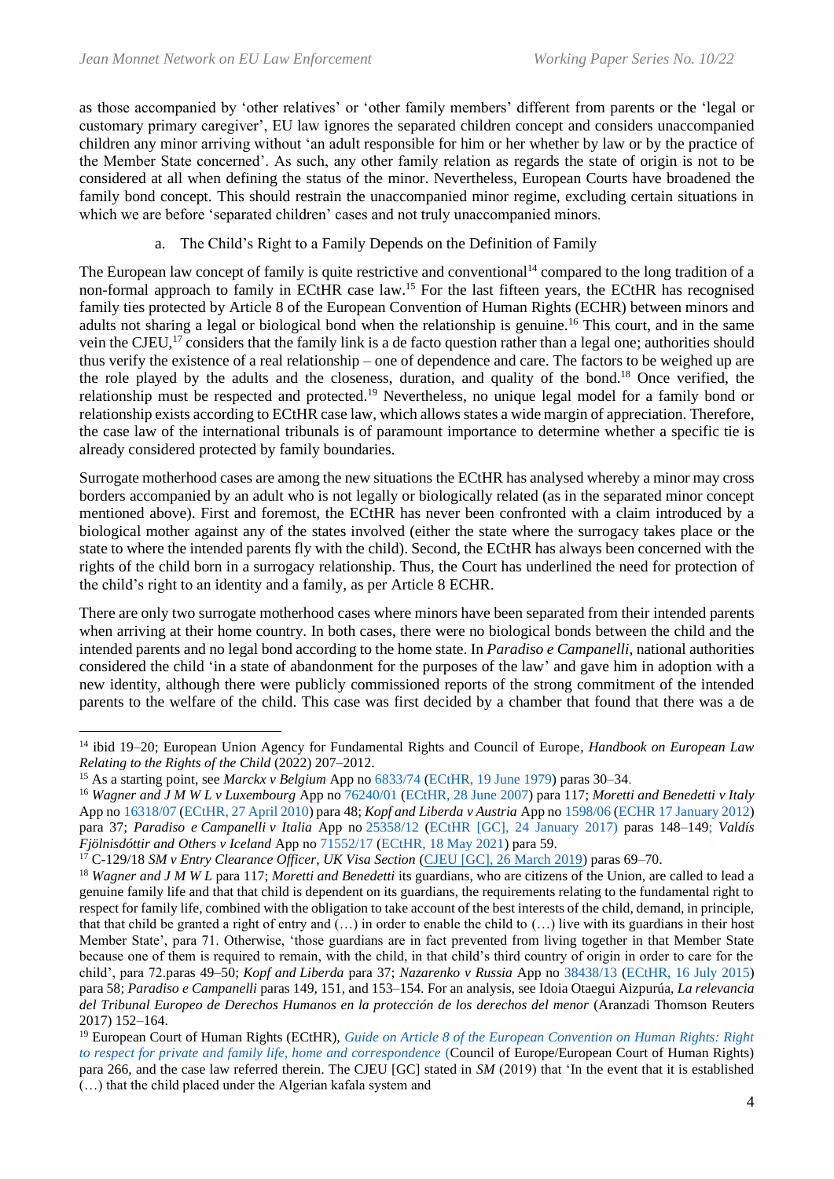as those accompanied by 'other relatives' or 'other family members' different from parents or the 'legal or customary primary caregiver', EU law ignores the separated children concept and considers unaccompanied children any minor arriving without 'an adult responsible for him or her whether by law or by the practice of the Member State concerned'. As such, any other family relation as regards the state of origin is not to be considered at all when defining the status of the minor. Nevertheless, European Courts have broadened the family bond concept. This should restrain the unaccompanied minor regime, excluding certain situations in which we are before 'separated children' cases and not truly unaccompanied minors.

a. The Child's Right to a Family Depends on the Definition of Family

The European law concept of family is quite restrictive and conventional[14] compared to the long tradition of a non-formal approach to family in ECtHR case law.[15] For the last fifteen years, the ECtHR has recognised family ties protected by Article 8 of the European Convention of Human Rights (ECHR) between minors and adults not sharing a legal or biological bond when the relationship is genuine.[16] This court, and in the same vein the CJEU,[17] considers that the family link is a de facto question rather than a legal one; authorities should thus verify the existence of a real relationship – one of dependence and care. The factors to be weighed up are the role played by the adults and the closeness, duration, and quality of the bond.[18] Once verified, the relationship must be respected and protected.[19] Nevertheless, no unique legal model for a family bond or relationship exists according to ECtHR case law, which allows states a wide margin of appreciation. Therefore, the case law of the international tribunals is of paramount importance to determine whether a specific tie is already considered protected by family boundaries.

Surrogate motherhood cases are among the new situations the ECtHR has analysed whereby a minor may cross borders accompanied by an adult who is not legally or biologically related (as in the separated minor concept mentioned above). First and foremost, the ECtHR has never been confronted with a claim introduced by a biological mother against any of the states involved (either the state where the surrogacy takes place or the state to where the intended parents fly with the child). Second, the ECtHR has always been concerned with the rights of the child born in a surrogacy relationship. Thus, the Court has underlined the need for protection of the child's right to an identity and a family, as per Article 8 ECHR.

There are only two surrogate motherhood cases where minors have been separated from their intended parents when arriving at their home country. In both cases, there were no biological bonds between the child and the intended parents and no legal bond according to the home state. In *Paradiso e Campanelli*, national authorities considered the child 'in a state of abandonment for the purposes of the law' and gave him in adoption with a new identity, although there were publicly commissioned reports of the strong commitment of the intended parents to the welfare of the child. This case was first decided by a chamber that found that there was a de

---

[14] ibid 19–20; European Union Agency for Fundamental Rights and Council of Europe, *Handbook on European Law Relating to the Rights of the Child* (2022) 207–2012.

[15] As a starting point, see *Marckx v Belgium* App no 6833/74 (ECtHR, 19 June 1979) paras 30–34.

[16] *Wagner and J M W L v Luxembourg* App no 76240/01 (ECtHR, 28 June 2007) para 117; *Moretti and Benedetti v Italy* App no 16318/07 (ECtHR, 27 April 2010) para 48; *Kopf and Liberda v Austria* App no 1598/06 (ECHR 17 January 2012) para 37; *Paradiso e Campanelli v Italia* App no 25358/12 (ECtHR [GC], 24 January 2017) paras 148–149; *Valdís Fjölnisdóttir and Others v Iceland* App no 71552/17 (ECtHR, 18 May 2021) para 59.

[17] C-129/18 *SM v Entry Clearance Officer, UK Visa Section* (CJEU [GC], 26 March 2019) paras 69–70.

[18] *Wagner and J M W L* para 117; *Moretti and Benedetti* its guardians, who are citizens of the Union, are called to lead a genuine family life and that that child is dependent on its guardians, the requirements relating to the fundamental right to respect for family life, combined with the obligation to take account of the best interests of the child, demand, in principle, that that child be granted a right of entry and (…) in order to enable the child to (…) live with its guardians in their host Member State', para 71. Otherwise, 'those guardians are in fact prevented from living together in that Member State because one of them is required to remain, with the child, in that child's third country of origin in order to care for the child', para 72.paras 49–50; *Kopf and Liberda* para 37; *Nazarenko v Russia* App no 38438/13 (ECtHR, 16 July 2015) para 58; *Paradiso e Campanelli* paras 149, 151, and 153–154. For an analysis, see Idoia Otaegui Aizpurúa, *La relevancia del Tribunal Europeo de Derechos Humanos en la protección de los derechos del menor* (Aranzadi Thomson Reuters 2017) 152–164.

[19] European Court of Human Rights (ECtHR), *Guide on Article 8 of the European Convention on Human Rights: Right to respect for private and family life, home and correspondence* (Council of Europe/European Court of Human Rights) para 266, and the case law referred therein. The CJEU [GC] stated in *SM* (2019) that 'In the event that it is established (…) that the child placed under the Algerian kafala system and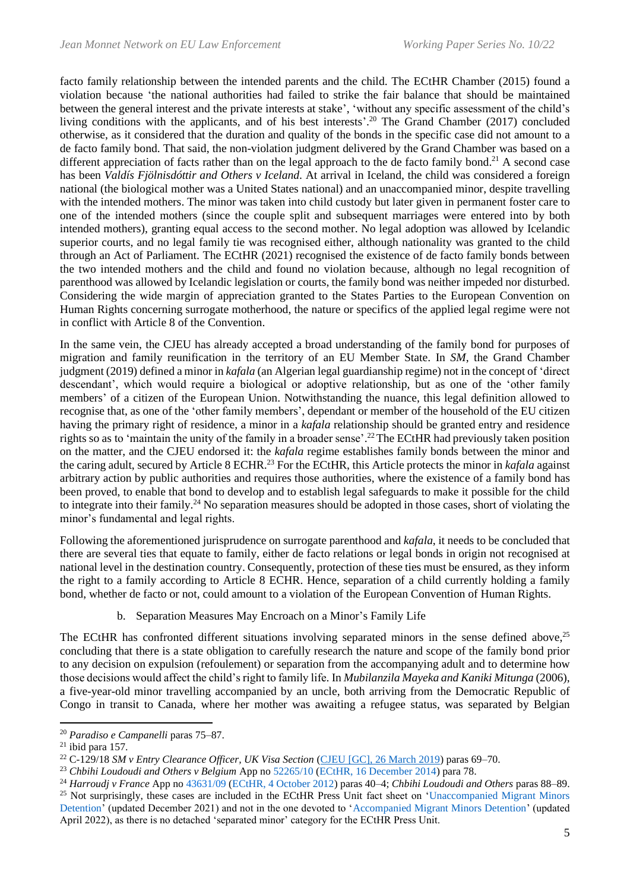facto family relationship between the intended parents and the child. The ECtHR Chamber (2015) found a violation because 'the national authorities had failed to strike the fair balance that should be maintained between the general interest and the private interests at stake', 'without any specific assessment of the child's living conditions with the applicants, and of his best interests'.[20] The Grand Chamber (2017) concluded otherwise, as it considered that the duration and quality of the bonds in the specific case did not amount to a de facto family bond. That said, the non-violation judgment delivered by the Grand Chamber was based on a different appreciation of facts rather than on the legal approach to the de facto family bond.[21] A second case has been *Valdís Fjölnisdóttir and Others v Iceland*. At arrival in Iceland, the child was considered a foreign national (the biological mother was a United States national) and an unaccompanied minor, despite travelling with the intended mothers. The minor was taken into child custody but later given in permanent foster care to one of the intended mothers (since the couple split and subsequent marriages were entered into by both intended mothers), granting equal access to the second mother. No legal adoption was allowed by Icelandic superior courts, and no legal family tie was recognised either, although nationality was granted to the child through an Act of Parliament. The ECtHR (2021) recognised the existence of de facto family bonds between the two intended mothers and the child and found no violation because, although no legal recognition of parenthood was allowed by Icelandic legislation or courts, the family bond was neither impeded nor disturbed. Considering the wide margin of appreciation granted to the States Parties to the European Convention on Human Rights concerning surrogate motherhood, the nature or specifics of the applied legal regime were not in conflict with Article 8 of the Convention.

In the same vein, the CJEU has already accepted a broad understanding of the family bond for purposes of migration and family reunification in the territory of an EU Member State. In *SM*, the Grand Chamber judgment (2019) defined a minor in *kafala* (an Algerian legal guardianship regime) not in the concept of 'direct descendant', which would require a biological or adoptive relationship, but as one of the 'other family members' of a citizen of the European Union. Notwithstanding the nuance, this legal definition allowed to recognise that, as one of the 'other family members', dependant or member of the household of the EU citizen having the primary right of residence, a minor in a *kafala* relationship should be granted entry and residence rights so as to 'maintain the unity of the family in a broader sense'.[22] The ECtHR had previously taken position on the matter, and the CJEU endorsed it: the *kafala* regime establishes family bonds between the minor and the caring adult, secured by Article 8 ECHR.[23] For the ECtHR, this Article protects the minor in *kafala* against arbitrary action by public authorities and requires those authorities, where the existence of a family bond has been proved, to enable that bond to develop and to establish legal safeguards to make it possible for the child to integrate into their family.[24] No separation measures should be adopted in those cases, short of violating the minor's fundamental and legal rights.

Following the aforementioned jurisprudence on surrogate parenthood and *kafala*, it needs to be concluded that there are several ties that equate to family, either de facto relations or legal bonds in origin not recognised at national level in the destination country. Consequently, protection of these ties must be ensured, as they inform the right to a family according to Article 8 ECHR. Hence, separation of a child currently holding a family bond, whether de facto or not, could amount to a violation of the European Convention of Human Rights.

### b. Separation Measures May Encroach on a Minor's Family Life

The ECtHR has confronted different situations involving separated minors in the sense defined above,[25] concluding that there is a state obligation to carefully research the nature and scope of the family bond prior to any decision on expulsion (refoulement) or separation from the accompanying adult and to determine how those decisions would affect the child's right to family life. In *Mubilanzila Mayeka and Kaniki Mitunga* (2006), a five-year-old minor travelling accompanied by an uncle, both arriving from the Democratic Republic of Congo in transit to Canada, where her mother was awaiting a refugee status, was separated by Belgian

---

[20] *Paradiso e Campanelli* paras 75–87.

[21] ibid para 157.

[22] C-129/18 *SM v Entry Clearance Officer, UK Visa Section* (CJEU [GC], 26 March 2019) paras 69–70.

[23] *Chbihi Loudoudi and Others v Belgium* App no 52265/10 (ECtHR, 16 December 2014) para 78.

[24] *Harroudj v France* App no 43631/09 (ECtHR, 4 October 2012) paras 40–4; *Chbihi Loudoudi and Others* paras 88–89.

[25] Not surprisingly, these cases are included in the ECtHR Press Unit fact sheet on 'Unaccompanied Migrant Minors Detention' (updated December 2021) and not in the one devoted to 'Accompanied Migrant Minors Detention' (updated April 2022), as there is no detached 'separated minor' category for the ECtHR Press Unit.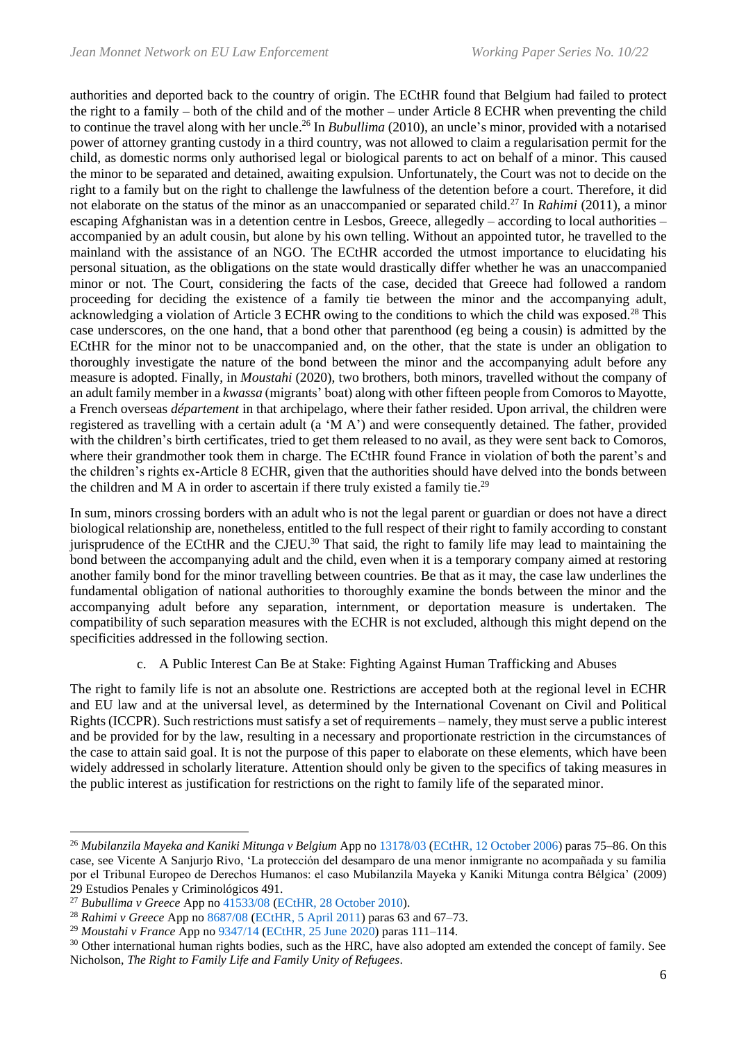authorities and deported back to the country of origin. The ECtHR found that Belgium had failed to protect the right to a family – both of the child and of the mother – under Article 8 ECHR when preventing the child to continue the travel along with her uncle.[26] In *Bubullima* (2010), an uncle's minor, provided with a notarised power of attorney granting custody in a third country, was not allowed to claim a regularisation permit for the child, as domestic norms only authorised legal or biological parents to act on behalf of a minor. This caused the minor to be separated and detained, awaiting expulsion. Unfortunately, the Court was not to decide on the right to a family but on the right to challenge the lawfulness of the detention before a court. Therefore, it did not elaborate on the status of the minor as an unaccompanied or separated child.[27] In *Rahimi* (2011), a minor escaping Afghanistan was in a detention centre in Lesbos, Greece, allegedly – according to local authorities – accompanied by an adult cousin, but alone by his own telling. Without an appointed tutor, he travelled to the mainland with the assistance of an NGO. The ECtHR accorded the utmost importance to elucidating his personal situation, as the obligations on the state would drastically differ whether he was an unaccompanied minor or not. The Court, considering the facts of the case, decided that Greece had followed a random proceeding for deciding the existence of a family tie between the minor and the accompanying adult, acknowledging a violation of Article 3 ECHR owing to the conditions to which the child was exposed.[28] This case underscores, on the one hand, that a bond other that parenthood (eg being a cousin) is admitted by the ECtHR for the minor not to be unaccompanied and, on the other, that the state is under an obligation to thoroughly investigate the nature of the bond between the minor and the accompanying adult before any measure is adopted. Finally, in *Moustahi* (2020), two brothers, both minors, travelled without the company of an adult family member in a *kwassa* (migrants' boat) along with other fifteen people from Comoros to Mayotte, a French overseas *département* in that archipelago, where their father resided. Upon arrival, the children were registered as travelling with a certain adult (a 'M A') and were consequently detained. The father, provided with the children's birth certificates, tried to get them released to no avail, as they were sent back to Comoros, where their grandmother took them in charge. The ECtHR found France in violation of both the parent's and the children's rights ex-Article 8 ECHR, given that the authorities should have delved into the bonds between the children and M A in order to ascertain if there truly existed a family tie.[29]

In sum, minors crossing borders with an adult who is not the legal parent or guardian or does not have a direct biological relationship are, nonetheless, entitled to the full respect of their right to family according to constant jurisprudence of the ECtHR and the CJEU.[30] That said, the right to family life may lead to maintaining the bond between the accompanying adult and the child, even when it is a temporary company aimed at restoring another family bond for the minor travelling between countries. Be that as it may, the case law underlines the fundamental obligation of national authorities to thoroughly examine the bonds between the minor and the accompanying adult before any separation, internment, or deportation measure is undertaken. The compatibility of such separation measures with the ECHR is not excluded, although this might depend on the specificities addressed in the following section.

### c. A Public Interest Can Be at Stake: Fighting Against Human Trafficking and Abuses

The right to family life is not an absolute one. Restrictions are accepted both at the regional level in ECHR and EU law and at the universal level, as determined by the International Covenant on Civil and Political Rights (ICCPR). Such restrictions must satisfy a set of requirements – namely, they must serve a public interest and be provided for by the law, resulting in a necessary and proportionate restriction in the circumstances of the case to attain said goal. It is not the purpose of this paper to elaborate on these elements, which have been widely addressed in scholarly literature. Attention should only be given to the specifics of taking measures in the public interest as justification for restrictions on the right to family life of the separated minor.

---

[26] *Mubilanzila Mayeka and Kaniki Mitunga v Belgium* App no 13178/03 (ECtHR, 12 October 2006) paras 75–86. On this case, see Vicente A Sanjurjo Rivo, 'La protección del desamparo de una menor inmigrante no acompañada y su familia por el Tribunal Europeo de Derechos Humanos: el caso Mubilanzila Mayeka y Kaniki Mitunga contra Bélgica' (2009) 29 Estudios Penales y Criminológicos 491.

[27] *Bubullima v Greece* App no 41533/08 (ECtHR, 28 October 2010).

[28] *Rahimi v Greece* App no 8687/08 (ECtHR, 5 April 2011) paras 63 and 67–73.

[29] *Moustahi v France* App no 9347/14 (ECtHR, 25 June 2020) paras 111–114.

[30] Other international human rights bodies, such as the HRC, have also adopted am extended the concept of family. See Nicholson, *The Right to Family Life and Family Unity of Refugees*.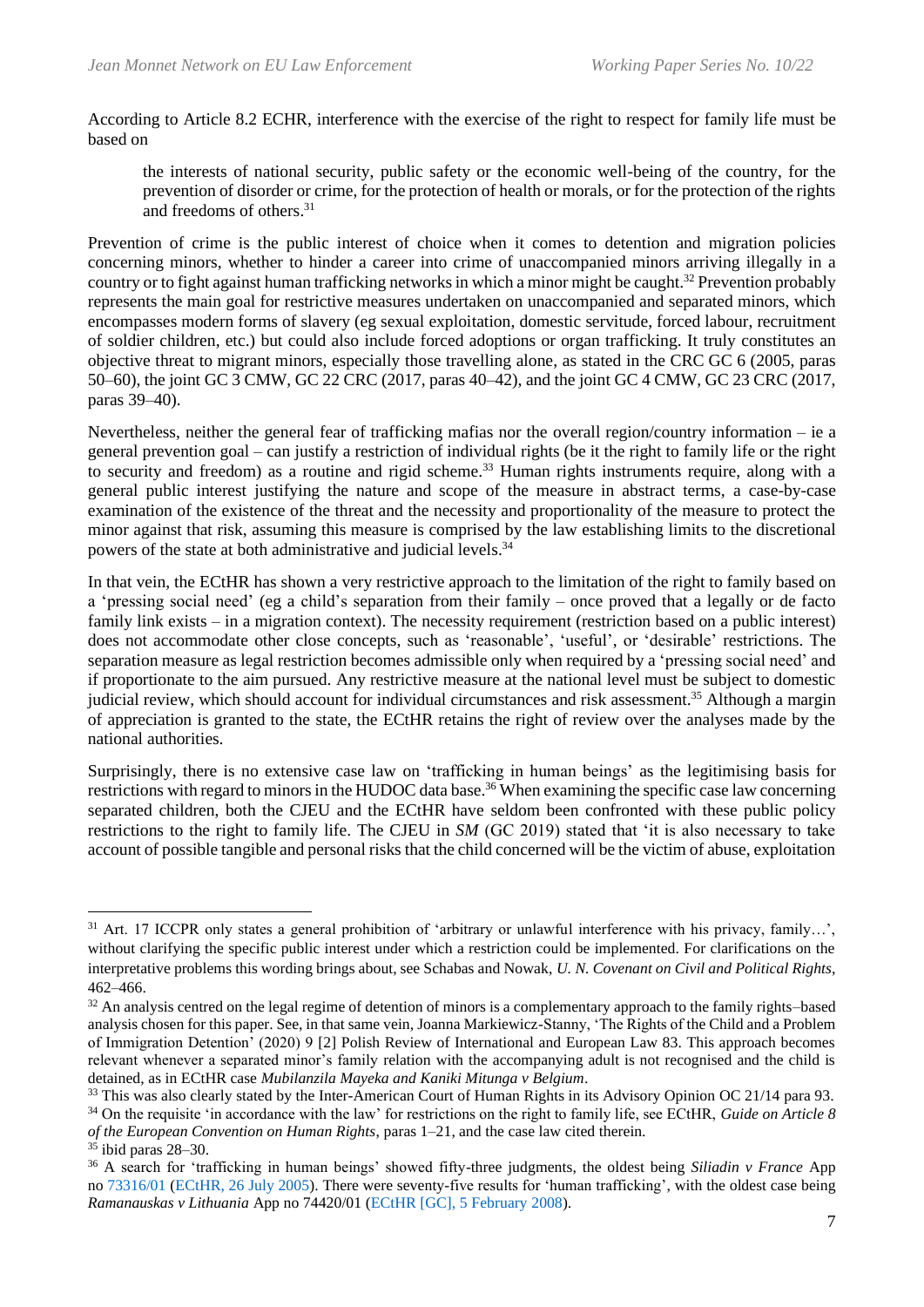According to Article 8.2 ECHR, interference with the exercise of the right to respect for family life must be based on

> the interests of national security, public safety or the economic well-being of the country, for the prevention of disorder or crime, for the protection of health or morals, or for the protection of the rights and freedoms of others.[31]

Prevention of crime is the public interest of choice when it comes to detention and migration policies concerning minors, whether to hinder a career into crime of unaccompanied minors arriving illegally in a country or to fight against human trafficking networks in which a minor might be caught.[32] Prevention probably represents the main goal for restrictive measures undertaken on unaccompanied and separated minors, which encompasses modern forms of slavery (eg sexual exploitation, domestic servitude, forced labour, recruitment of soldier children, etc.) but could also include forced adoptions or organ trafficking. It truly constitutes an objective threat to migrant minors, especially those travelling alone, as stated in the CRC GC 6 (2005, paras 50–60), the joint GC 3 CMW, GC 22 CRC (2017, paras 40–42), and the joint GC 4 CMW, GC 23 CRC (2017, paras 39–40).

Nevertheless, neither the general fear of trafficking mafias nor the overall region/country information – ie a general prevention goal – can justify a restriction of individual rights (be it the right to family life or the right to security and freedom) as a routine and rigid scheme.[33] Human rights instruments require, along with a general public interest justifying the nature and scope of the measure in abstract terms, a case-by-case examination of the existence of the threat and the necessity and proportionality of the measure to protect the minor against that risk, assuming this measure is comprised by the law establishing limits to the discretional powers of the state at both administrative and judicial levels.[34]

In that vein, the ECtHR has shown a very restrictive approach to the limitation of the right to family based on a 'pressing social need' (eg a child's separation from their family – once proved that a legally or de facto family link exists – in a migration context). The necessity requirement (restriction based on a public interest) does not accommodate other close concepts, such as 'reasonable', 'useful', or 'desirable' restrictions. The separation measure as legal restriction becomes admissible only when required by a 'pressing social need' and if proportionate to the aim pursued. Any restrictive measure at the national level must be subject to domestic judicial review, which should account for individual circumstances and risk assessment.[35] Although a margin of appreciation is granted to the state, the ECtHR retains the right of review over the analyses made by the national authorities.

Surprisingly, there is no extensive case law on 'trafficking in human beings' as the legitimising basis for restrictions with regard to minors in the HUDOC data base.[36] When examining the specific case law concerning separated children, both the CJEU and the ECtHR have seldom been confronted with these public policy restrictions to the right to family life. The CJEU in *SM* (GC 2019) stated that 'it is also necessary to take account of possible tangible and personal risks that the child concerned will be the victim of abuse, exploitation

---

[31] Art. 17 ICCPR only states a general prohibition of 'arbitrary or unlawful interference with his privacy, family…', without clarifying the specific public interest under which a restriction could be implemented. For clarifications on the interpretative problems this wording brings about, see Schabas and Nowak, *U. N. Covenant on Civil and Political Rights*, 462–466.

[32] An analysis centred on the legal regime of detention of minors is a complementary approach to the family rights–based analysis chosen for this paper. See, in that same vein, Joanna Markiewicz-Stanny, 'The Rights of the Child and a Problem of Immigration Detention' (2020) 9 [2] Polish Review of International and European Law 83. This approach becomes relevant whenever a separated minor's family relation with the accompanying adult is not recognised and the child is detained, as in ECtHR case *Mubilanzila Mayeka and Kaniki Mitunga v Belgium*.

[33] This was also clearly stated by the Inter-American Court of Human Rights in its Advisory Opinion OC 21/14 para 93.

[34] On the requisite 'in accordance with the law' for restrictions on the right to family life, see ECtHR, *Guide on Article 8 of the European Convention on Human Rights*, paras 1–21, and the case law cited therein.

[35] ibid paras 28–30.

[36] A search for 'trafficking in human beings' showed fifty-three judgments, the oldest being *Siliadin v France* App no 73316/01 (ECtHR, 26 July 2005). There were seventy-five results for 'human trafficking', with the oldest case being *Ramanauskas v Lithuania* App no 74420/01 (ECtHR [GC], 5 February 2008).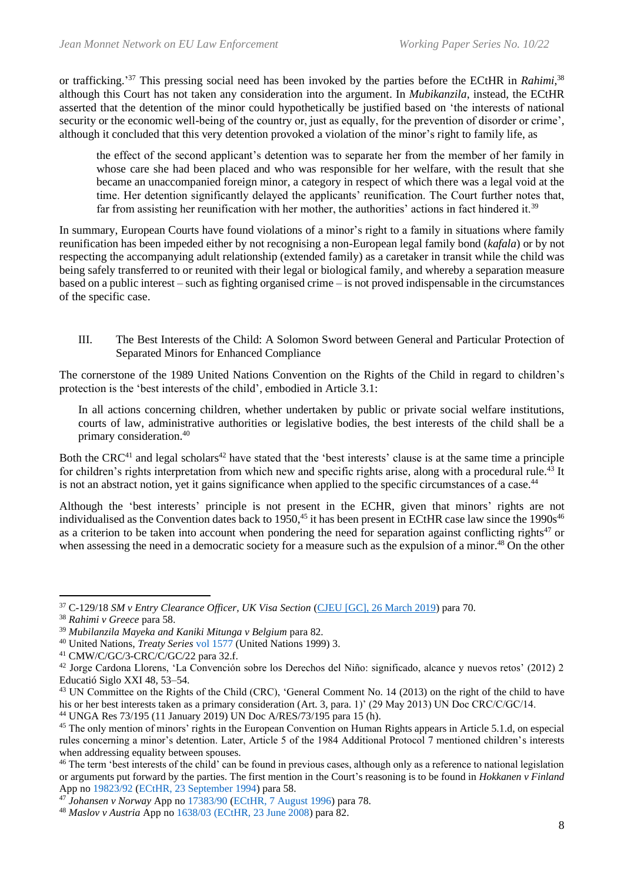or trafficking.'[37] This pressing social need has been invoked by the parties before the ECtHR in *Rahimi*,[38] although this Court has not taken any consideration into the argument. In *Mubikanzila*, instead, the ECtHR asserted that the detention of the minor could hypothetically be justified based on 'the interests of national security or the economic well-being of the country or, just as equally, for the prevention of disorder or crime', although it concluded that this very detention provoked a violation of the minor's right to family life, as

> the effect of the second applicant's detention was to separate her from the member of her family in whose care she had been placed and who was responsible for her welfare, with the result that she became an unaccompanied foreign minor, a category in respect of which there was a legal void at the time. Her detention significantly delayed the applicants' reunification. The Court further notes that, far from assisting her reunification with her mother, the authorities' actions in fact hindered it.[39]

In summary, European Courts have found violations of a minor's right to a family in situations where family reunification has been impeded either by not recognising a non-European legal family bond (*kafala*) or by not respecting the accompanying adult relationship (extended family) as a caretaker in transit while the child was being safely transferred to or reunited with their legal or biological family, and whereby a separation measure based on a public interest – such as fighting organised crime – is not proved indispensable in the circumstances of the specific case.

## III. The Best Interests of the Child: A Solomon Sword between General and Particular Protection of Separated Minors for Enhanced Compliance

The cornerstone of the 1989 United Nations Convention on the Rights of the Child in regard to children's protection is the 'best interests of the child', embodied in Article 3.1:

> In all actions concerning children, whether undertaken by public or private social welfare institutions, courts of law, administrative authorities or legislative bodies, the best interests of the child shall be a primary consideration.[40]

Both the CRC[41] and legal scholars[42] have stated that the 'best interests' clause is at the same time a principle for children's rights interpretation from which new and specific rights arise, along with a procedural rule.[43] It is not an abstract notion, yet it gains significance when applied to the specific circumstances of a case.[44]

Although the 'best interests' principle is not present in the ECHR, given that minors' rights are not individualised as the Convention dates back to 1950,[45] it has been present in ECtHR case law since the 1990s[46] as a criterion to be taken into account when pondering the need for separation against conflicting rights[47] or when assessing the need in a democratic society for a measure such as the expulsion of a minor.[48] On the other

---

[37] C-129/18 *SM v Entry Clearance Officer, UK Visa Section* (CJEU [GC], 26 March 2019) para 70.

[38] *Rahimi v Greece* para 58.

[39] *Mubilanzila Mayeka and Kaniki Mitunga v Belgium* para 82.

[40] United Nations, *Treaty Series* vol 1577 (United Nations 1999) 3.

[41] CMW/C/GC/3-CRC/C/GC/22 para 32.f.

[42] Jorge Cardona Llorens, 'La Convención sobre los Derechos del Niño: significado, alcance y nuevos retos' (2012) 2 Educatió Siglo XXI 48, 53–54.

[43] UN Committee on the Rights of the Child (CRC), 'General Comment No. 14 (2013) on the right of the child to have his or her best interests taken as a primary consideration (Art. 3, para. 1)' (29 May 2013) UN Doc CRC/C/GC/14.

[44] UNGA Res 73/195 (11 January 2019) UN Doc A/RES/73/195 para 15 (h).

[45] The only mention of minors' rights in the European Convention on Human Rights appears in Article 5.1.d, on especial rules concerning a minor's detention. Later, Article 5 of the 1984 Additional Protocol 7 mentioned children's interests when addressing equality between spouses.

[46] The term 'best interests of the child' can be found in previous cases, although only as a reference to national legislation or arguments put forward by the parties. The first mention in the Court's reasoning is to be found in *Hokkanen v Finland* App no 19823/92 (ECtHR, 23 September 1994) para 58.

[47] *Johansen v Norway* App no 17383/90 (ECtHR, 7 August 1996) para 78.

[48] *Maslov v Austria* App no 1638/03 (ECtHR, 23 June 2008) para 82.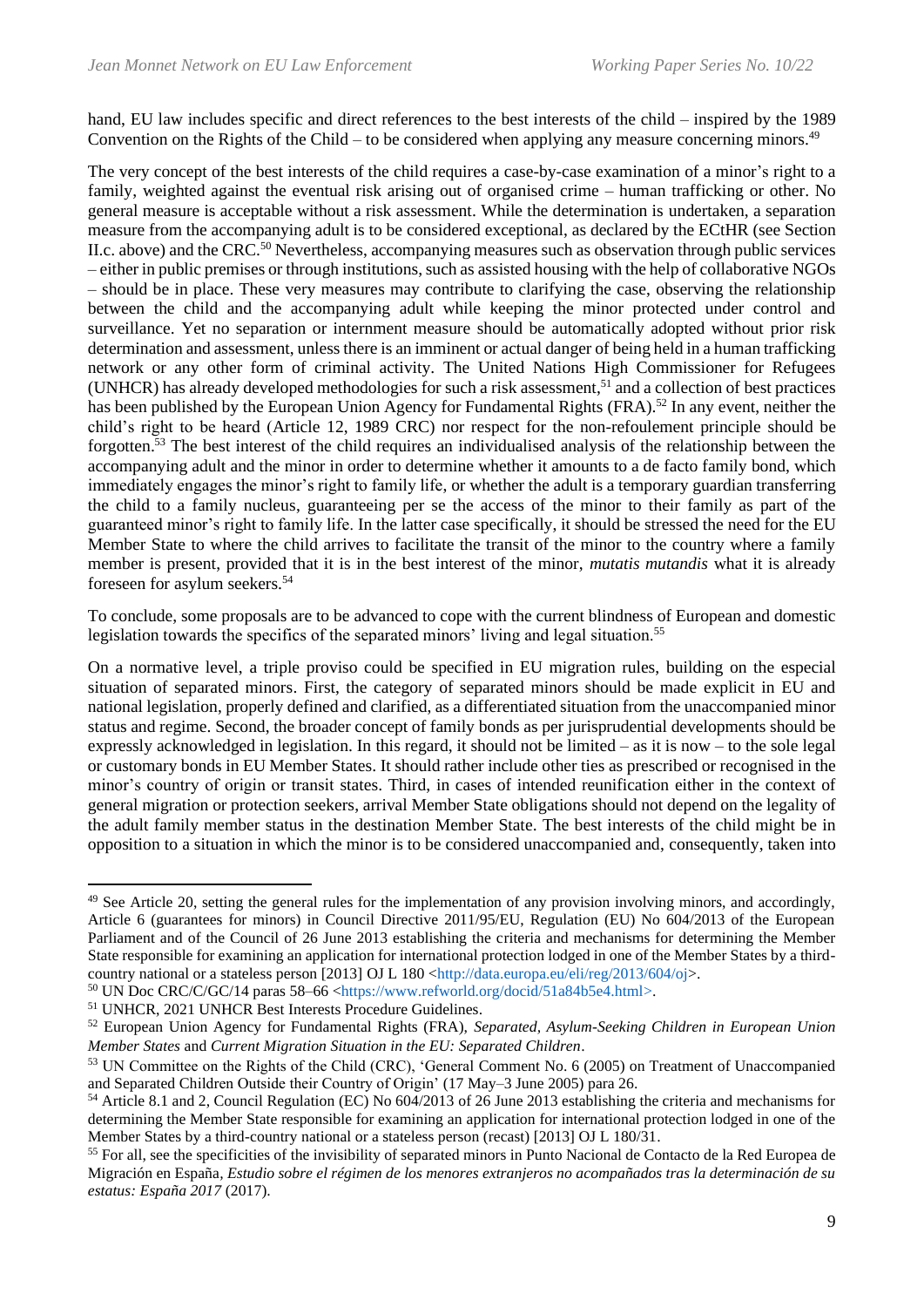hand, EU law includes specific and direct references to the best interests of the child – inspired by the 1989 Convention on the Rights of the Child – to be considered when applying any measure concerning minors.[49]

The very concept of the best interests of the child requires a case-by-case examination of a minor's right to a family, weighted against the eventual risk arising out of organised crime – human trafficking or other. No general measure is acceptable without a risk assessment. While the determination is undertaken, a separation measure from the accompanying adult is to be considered exceptional, as declared by the ECtHR (see Section II.c. above) and the CRC.[50] Nevertheless, accompanying measures such as observation through public services – either in public premises or through institutions, such as assisted housing with the help of collaborative NGOs – should be in place. These very measures may contribute to clarifying the case, observing the relationship between the child and the accompanying adult while keeping the minor protected under control and surveillance. Yet no separation or internment measure should be automatically adopted without prior risk determination and assessment, unless there is an imminent or actual danger of being held in a human trafficking network or any other form of criminal activity. The United Nations High Commissioner for Refugees (UNHCR) has already developed methodologies for such a risk assessment,[51] and a collection of best practices has been published by the European Union Agency for Fundamental Rights (FRA).[52] In any event, neither the child's right to be heard (Article 12, 1989 CRC) nor respect for the non-refoulement principle should be forgotten.[53] The best interest of the child requires an individualised analysis of the relationship between the accompanying adult and the minor in order to determine whether it amounts to a de facto family bond, which immediately engages the minor's right to family life, or whether the adult is a temporary guardian transferring the child to a family nucleus, guaranteeing per se the access of the minor to their family as part of the guaranteed minor's right to family life. In the latter case specifically, it should be stressed the need for the EU Member State to where the child arrives to facilitate the transit of the minor to the country where a family member is present, provided that it is in the best interest of the minor, *mutatis mutandis* what it is already foreseen for asylum seekers.[54]

To conclude, some proposals are to be advanced to cope with the current blindness of European and domestic legislation towards the specifics of the separated minors' living and legal situation.[55]

On a normative level, a triple proviso could be specified in EU migration rules, building on the especial situation of separated minors. First, the category of separated minors should be made explicit in EU and national legislation, properly defined and clarified, as a differentiated situation from the unaccompanied minor status and regime. Second, the broader concept of family bonds as per jurisprudential developments should be expressly acknowledged in legislation. In this regard, it should not be limited – as it is now – to the sole legal or customary bonds in EU Member States. It should rather include other ties as prescribed or recognised in the minor's country of origin or transit states. Third, in cases of intended reunification either in the context of general migration or protection seekers, arrival Member State obligations should not depend on the legality of the adult family member status in the destination Member State. The best interests of the child might be in opposition to a situation in which the minor is to be considered unaccompanied and, consequently, taken into

---

[49] See Article 20, setting the general rules for the implementation of any provision involving minors, and accordingly, Article 6 (guarantees for minors) in Council Directive 2011/95/EU, Regulation (EU) No 604/2013 of the European Parliament and of the Council of 26 June 2013 establishing the criteria and mechanisms for determining the Member State responsible for examining an application for international protection lodged in one of the Member States by a third-country national or a stateless person [2013] OJ L 180 <http://data.europa.eu/eli/reg/2013/604/oj>.

[50] UN Doc CRC/C/GC/14 paras 58–66 <https://www.refworld.org/docid/51a84b5e4.html>.

[51] UNHCR, 2021 UNHCR Best Interests Procedure Guidelines.

[52] European Union Agency for Fundamental Rights (FRA), *Separated, Asylum-Seeking Children in European Union Member States* and *Current Migration Situation in the EU: Separated Children*.

[53] UN Committee on the Rights of the Child (CRC), 'General Comment No. 6 (2005) on Treatment of Unaccompanied and Separated Children Outside their Country of Origin' (17 May–3 June 2005) para 26.

[54] Article 8.1 and 2, Council Regulation (EC) No 604/2013 of 26 June 2013 establishing the criteria and mechanisms for determining the Member State responsible for examining an application for international protection lodged in one of the Member States by a third-country national or a stateless person (recast) [2013] OJ L 180/31.

[55] For all, see the specificities of the invisibility of separated minors in Punto Nacional de Contacto de la Red Europea de Migración en España, *Estudio sobre el régimen de los menores extranjeros no acompañados tras la determinación de su estatus: España 2017* (2017).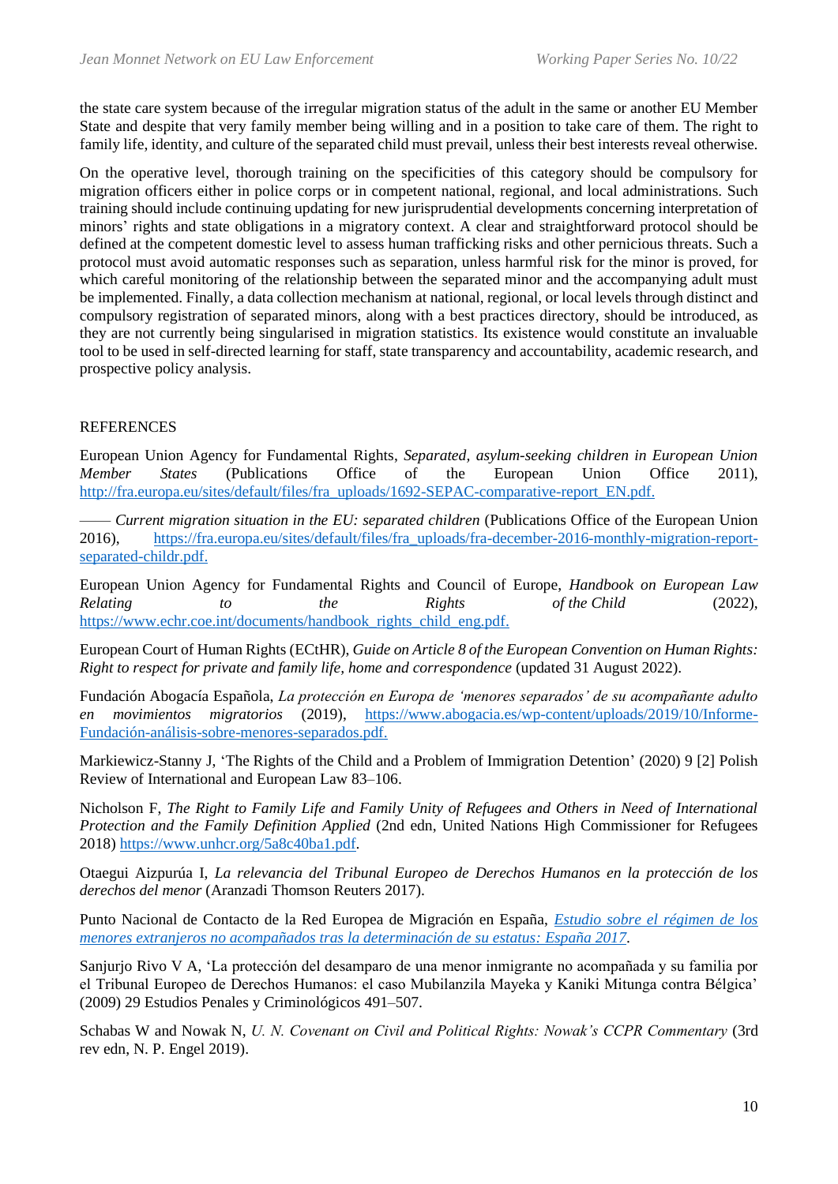the state care system because of the irregular migration status of the adult in the same or another EU Member State and despite that very family member being willing and in a position to take care of them. The right to family life, identity, and culture of the separated child must prevail, unless their best interests reveal otherwise.

On the operative level, thorough training on the specificities of this category should be compulsory for migration officers either in police corps or in competent national, regional, and local administrations. Such training should include continuing updating for new jurisprudential developments concerning interpretation of minors' rights and state obligations in a migratory context. A clear and straightforward protocol should be defined at the competent domestic level to assess human trafficking risks and other pernicious threats. Such a protocol must avoid automatic responses such as separation, unless harmful risk for the minor is proved, for which careful monitoring of the relationship between the separated minor and the accompanying adult must be implemented. Finally, a data collection mechanism at national, regional, or local levels through distinct and compulsory registration of separated minors, along with a best practices directory, should be introduced, as they are not currently being singularised in migration statistics. Its existence would constitute an invaluable tool to be used in self-directed learning for staff, state transparency and accountability, academic research, and prospective policy analysis.

## REFERENCES

European Union Agency for Fundamental Rights, *Separated, asylum-seeking children in European Union Member States* (Publications Office of the European Union Office 2011), http://fra.europa.eu/sites/default/files/fra_uploads/1692-SEPAC-comparative-report_EN.pdf.

—— *Current migration situation in the EU: separated children* (Publications Office of the European Union 2016), https://fra.europa.eu/sites/default/files/fra_uploads/fra-december-2016-monthly-migration-report-separated-childr.pdf.

European Union Agency for Fundamental Rights and Council of Europe, *Handbook on European Law Relating to the Rights of the Child* (2022), https://www.echr.coe.int/documents/handbook_rights_child_eng.pdf.

European Court of Human Rights (ECtHR), *Guide on Article 8 of the European Convention on Human Rights: Right to respect for private and family life, home and correspondence* (updated 31 August 2022).

Fundación Abogacía Española, *La protección en Europa de 'menores separados' de su acompañante adulto en movimientos migratorios* (2019), https://www.abogacia.es/wp-content/uploads/2019/10/Informe-Fundación-análisis-sobre-menores-separados.pdf.

Markiewicz-Stanny J, 'The Rights of the Child and a Problem of Immigration Detention' (2020) 9 [2] Polish Review of International and European Law 83–106.

Nicholson F, *The Right to Family Life and Family Unity of Refugees and Others in Need of International Protection and the Family Definition Applied* (2nd edn, United Nations High Commissioner for Refugees 2018) https://www.unhcr.org/5a8c40ba1.pdf.

Otaegui Aizpurúa I, *La relevancia del Tribunal Europeo de Derechos Humanos en la protección de los derechos del menor* (Aranzadi Thomson Reuters 2017).

Punto Nacional de Contacto de la Red Europea de Migración en España, *Estudio sobre el régimen de los menores extranjeros no acompañados tras la determinación de su estatus: España 2017*.

Sanjurjo Rivo V A, 'La protección del desamparo de una menor inmigrante no acompañada y su familia por el Tribunal Europeo de Derechos Humanos: el caso Mubilanzila Mayeka y Kaniki Mitunga contra Bélgica' (2009) 29 Estudios Penales y Criminológicos 491–507.

Schabas W and Nowak N, *U. N. Covenant on Civil and Political Rights: Nowak's CCPR Commentary* (3rd rev edn, N. P. Engel 2019).